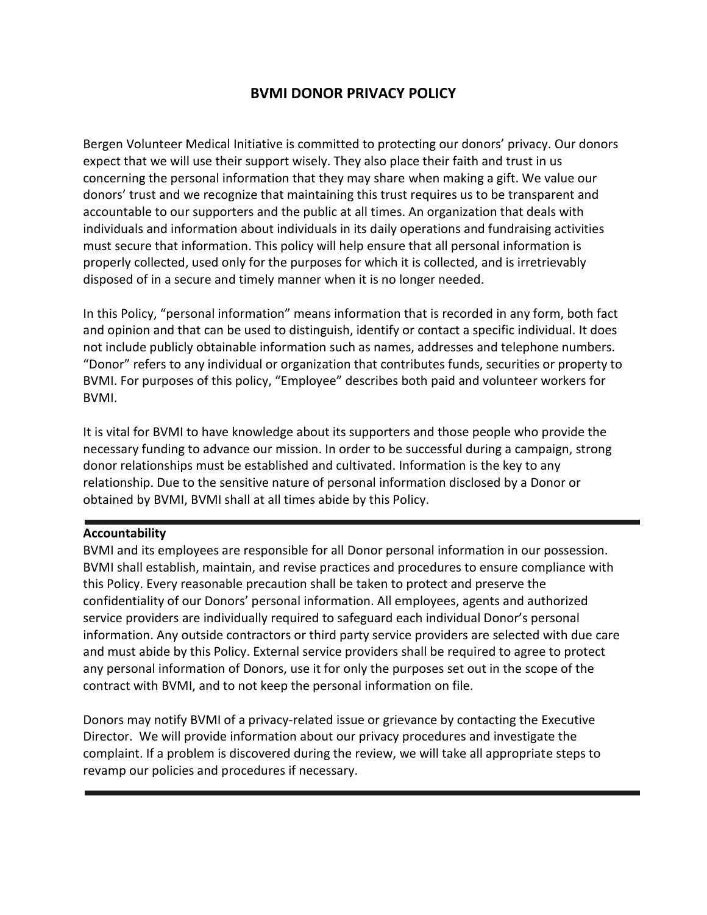# BVMI DONOR PRIVACY POLICY

Bergen Volunteer Medical Initiative is committed to protecting our donors' privacy. Our donors expect that we will use their support wisely. They also place their faith and trust in us concerning the personal information that they may share when making a gift. We value our donors' trust and we recognize that maintaining this trust requires us to be transparent and accountable to our supporters and the public at all times. An organization that deals with individuals and information about individuals in its daily operations and fundraising activities must secure that information. This policy will help ensure that all personal information is properly collected, used only for the purposes for which it is collected, and is irretrievably disposed of in a secure and timely manner when it is no longer needed.

In this Policy, "personal information" means information that is recorded in any form, both fact and opinion and that can be used to distinguish, identify or contact a specific individual. It does not include publicly obtainable information such as names, addresses and telephone numbers. "Donor" refers to any individual or organization that contributes funds, securities or property to BVMI. For purposes of this policy, "Employee" describes both paid and volunteer workers for BVMI.

It is vital for BVMI to have knowledge about its supporters and those people who provide the necessary funding to advance our mission. In order to be successful during a campaign, strong donor relationships must be established and cultivated. Information is the key to any relationship. Due to the sensitive nature of personal information disclosed by a Donor or obtained by BVMI, BVMI shall at all times abide by this Policy.

---

**Accountability**

BVMI and its employees are responsible for all Donor personal information in our possession. BVMI shall establish, maintain, and revise practices and procedures to ensure compliance with this Policy. Every reasonable precaution shall be taken to protect and preserve the confidentiality of our Donors' personal information. All employees, agents and authorized service providers are individually required to safeguard each individual Donor's personal information. Any outside contractors or third party service providers are selected with due care and must abide by this Policy. External service providers shall be required to agree to protect any personal information of Donors, use it for only the purposes set out in the scope of the contract with BVMI, and to not keep the personal information on file.

Donors may notify BVMI of a privacy-related issue or grievance by contacting the Executive Director. We will provide information about our privacy procedures and investigate the complaint. If a problem is discovered during the review, we will take all appropriate steps to revamp our policies and procedures if necessary.

---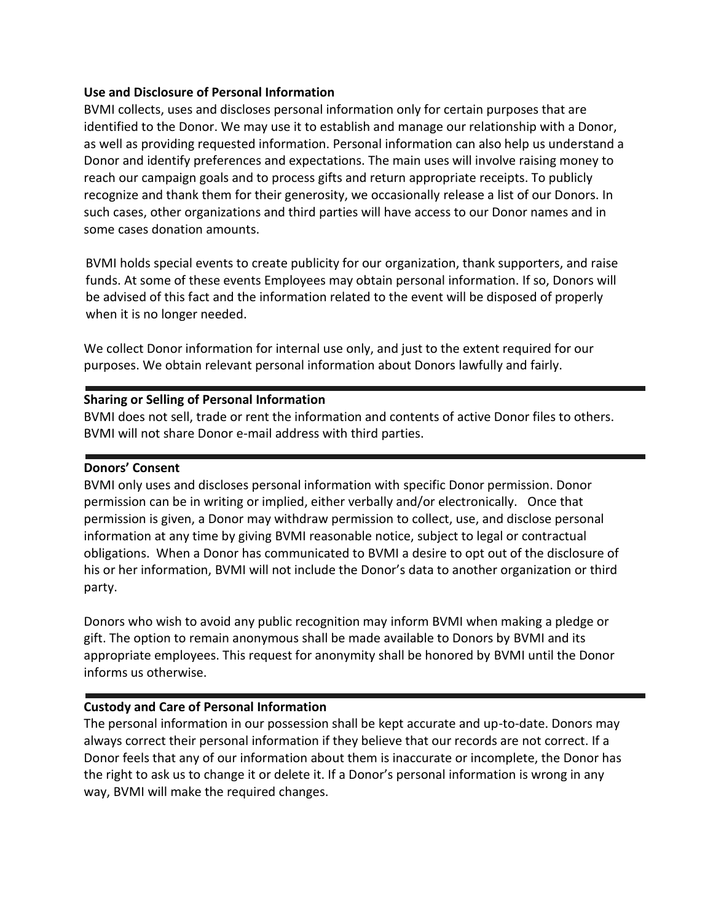**Use and Disclosure of Personal Information**

BVMI collects, uses and discloses personal information only for certain purposes that are identified to the Donor. We may use it to establish and manage our relationship with a Donor, as well as providing requested information. Personal information can also help us understand a Donor and identify preferences and expectations. The main uses will involve raising money to reach our campaign goals and to process gifts and return appropriate receipts. To publicly recognize and thank them for their generosity, we occasionally release a list of our Donors. In such cases, other organizations and third parties will have access to our Donor names and in some cases donation amounts.

BVMI holds special events to create publicity for our organization, thank supporters, and raise funds. At some of these events Employees may obtain personal information. If so, Donors will be advised of this fact and the information related to the event will be disposed of properly when it is no longer needed.

We collect Donor information for internal use only, and just to the extent required for our purposes. We obtain relevant personal information about Donors lawfully and fairly.

---

**Sharing or Selling of Personal Information**

BVMI does not sell, trade or rent the information and contents of active Donor files to others. BVMI will not share Donor e-mail address with third parties.

---

**Donors' Consent**

BVMI only uses and discloses personal information with specific Donor permission. Donor permission can be in writing or implied, either verbally and/or electronically. Once that permission is given, a Donor may withdraw permission to collect, use, and disclose personal information at any time by giving BVMI reasonable notice, subject to legal or contractual obligations. When a Donor has communicated to BVMI a desire to opt out of the disclosure of his or her information, BVMI will not include the Donor's data to another organization or third party.

Donors who wish to avoid any public recognition may inform BVMI when making a pledge or gift. The option to remain anonymous shall be made available to Donors by BVMI and its appropriate employees. This request for anonymity shall be honored by BVMI until the Donor informs us otherwise.

---

**Custody and Care of Personal Information**

The personal information in our possession shall be kept accurate and up-to-date. Donors may always correct their personal information if they believe that our records are not correct. If a Donor feels that any of our information about them is inaccurate or incomplete, the Donor has the right to ask us to change it or delete it. If a Donor's personal information is wrong in any way, BVMI will make the required changes.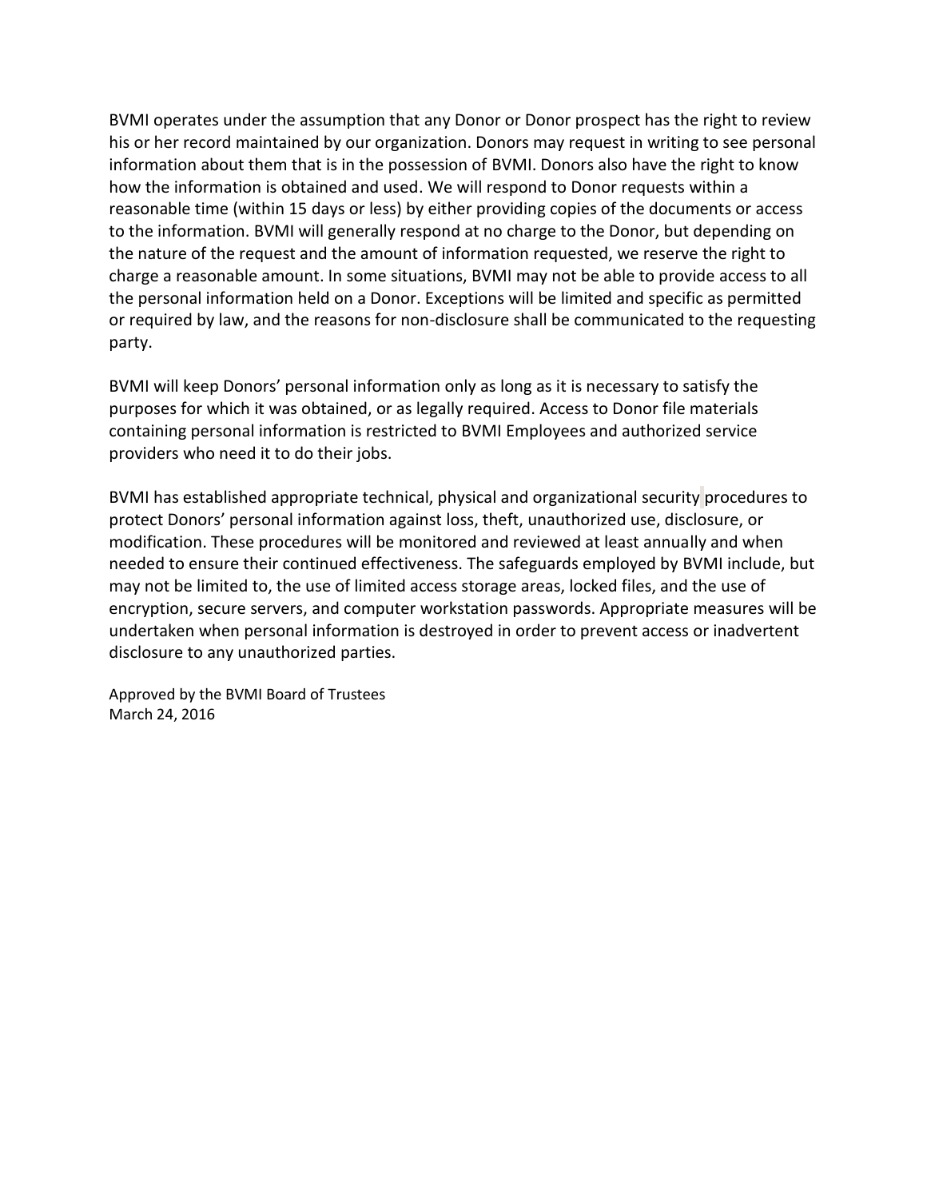BVMI operates under the assumption that any Donor or Donor prospect has the right to review his or her record maintained by our organization. Donors may request in writing to see personal information about them that is in the possession of BVMI. Donors also have the right to know how the information is obtained and used. We will respond to Donor requests within a reasonable time (within 15 days or less) by either providing copies of the documents or access to the information. BVMI will generally respond at no charge to the Donor, but depending on the nature of the request and the amount of information requested, we reserve the right to charge a reasonable amount. In some situations, BVMI may not be able to provide access to all the personal information held on a Donor. Exceptions will be limited and specific as permitted or required by law, and the reasons for non-disclosure shall be communicated to the requesting party.

BVMI will keep Donors' personal information only as long as it is necessary to satisfy the purposes for which it was obtained, or as legally required. Access to Donor file materials containing personal information is restricted to BVMI Employees and authorized service providers who need it to do their jobs.

BVMI has established appropriate technical, physical and organizational security procedures to protect Donors' personal information against loss, theft, unauthorized use, disclosure, or modification. These procedures will be monitored and reviewed at least annually and when needed to ensure their continued effectiveness. The safeguards employed by BVMI include, but may not be limited to, the use of limited access storage areas, locked files, and the use of encryption, secure servers, and computer workstation passwords. Appropriate measures will be undertaken when personal information is destroyed in order to prevent access or inadvertent disclosure to any unauthorized parties.

Approved by the BVMI Board of Trustees
March 24, 2016